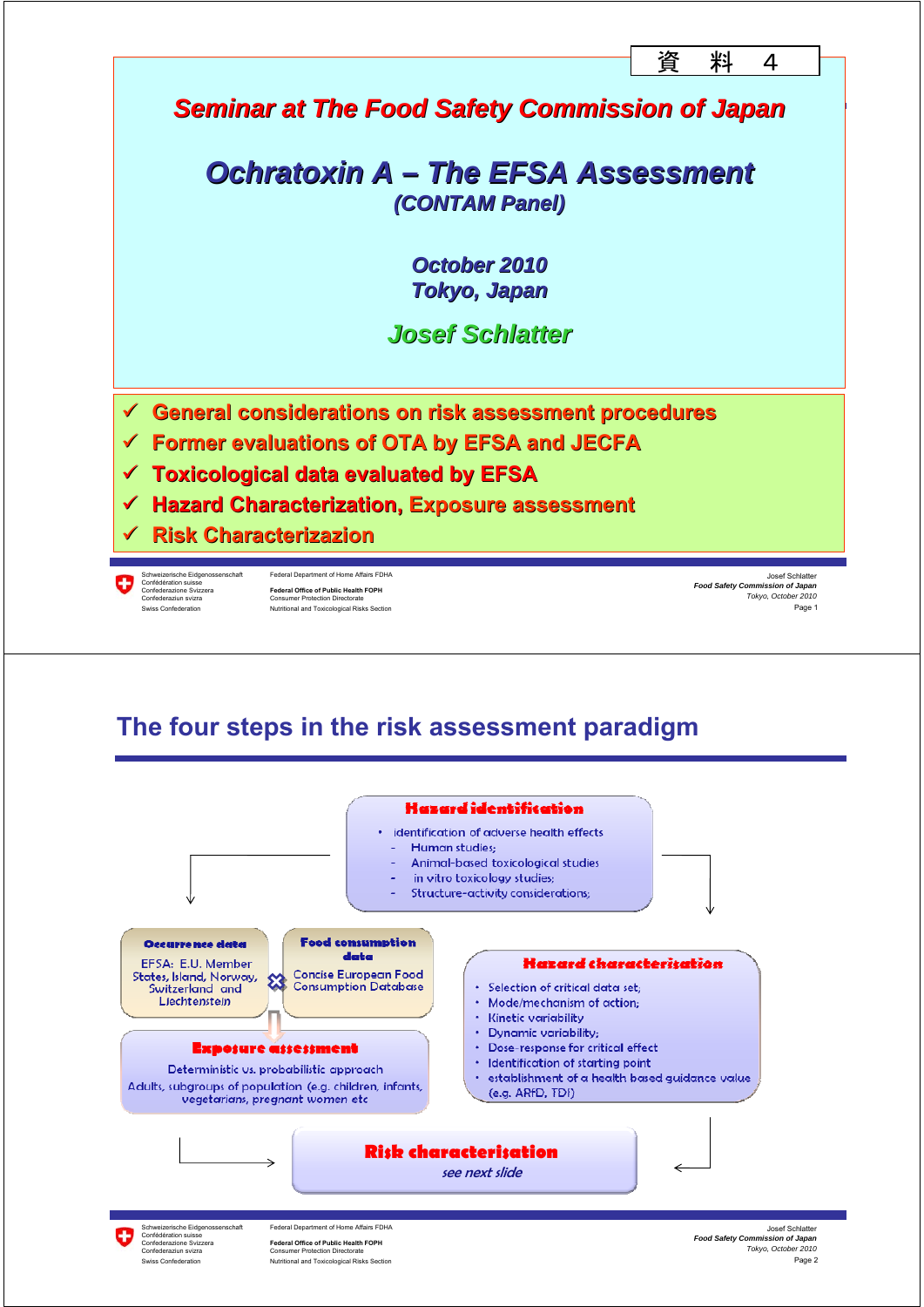資 料 4

## *Seminar at The Food Safety Commission of Japan*

# *Ochratoxin A – The EFSA Assessment*

*(CONTAM Panel)*

*October 2010*
*Tokyo, Japan*

*Josef Schlatter*

- ✓ General considerations on risk assessment procedures
- ✓ Former evaluations of OTA by EFSA and JECFA
- ✓ Toxicological data evaluated by EFSA
- ✓ Hazard Characterization, Exposure assessment
- ✓ Risk Characterizazion

## The four steps in the risk assessment paradigm

**Hazard identification**

- identification of adverse health effects
  - Human studies;
  - Animal-based toxicological studies
  - in vitro toxicology studies;
  - Structure-activity considerations;

**Occurrence data**

EFSA: E.U. Member States, Island, Norway, Switzerland and Liechtenstein

**Food consumption data**

Concise European Food Consumption Database

**Exposure assessment**

Deterministic vs. probabilistic approach
Adults, subgroups of population (e.g. children, infants, vegetarians, pregnant women etc

**Hazard characterisation**

- Selection of critical data set;
- Mode/mechanism of action;
- Kinetic variability
- Dynamic variability;
- Dose-response for critical effect
- Identification of starting point
- establishment of a health based guidance value (e.g. ARfD, TDI)

**Risk characterisation**

*see next slide*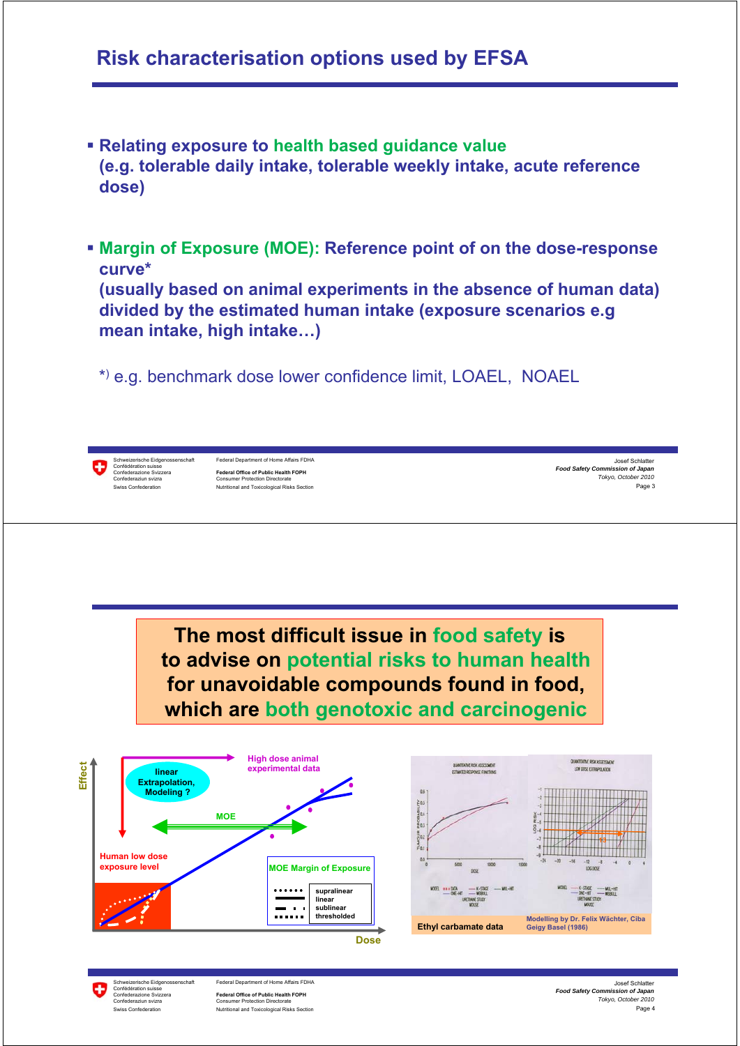## Risk characterisation options used by EFSA

- **Relating exposure to health based guidance value (e.g. tolerable daily intake, tolerable weekly intake, acute reference dose)**

- **Margin of Exposure (MOE): Reference point of on the dose-response curve* (usually based on animal experiments in the absence of human data) divided by the estimated human intake (exposure scenarios e.g mean intake, high intake…)**

*) e.g. benchmark dose lower confidence limit, LOAEL, NOAEL

---

**The most difficult issue in food safety is to advise on potential risks to human health for unavoidable compounds found in food, which are both genotoxic and carcinogenic**

Effect

linear Extrapolation, Modeling ?

High dose animal experimental data

MOE

Human low dose exposure level

MOE Margin of Exposure

- supralinear
- linear
- sublinear
- thresholded

Dose

Ethyl carbamate data

Modelling by Dr. Felix Wächter, Ciba Geigy Basel (1986)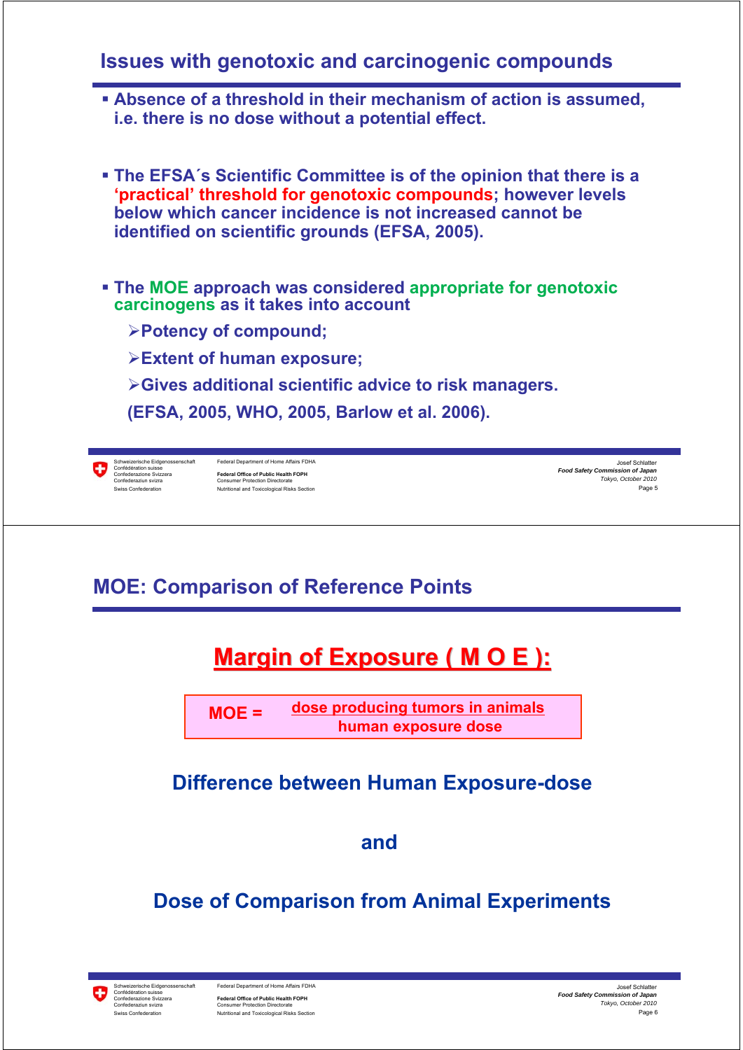## Issues with genotoxic and carcinogenic compounds

- **Absence of a threshold in their mechanism of action is assumed, i.e. there is no dose without a potential effect.**
- **The EFSA´s Scientific Committee is of the opinion that there is a 'practical' threshold for genotoxic compounds; however levels below which cancer incidence is not increased cannot be identified on scientific grounds (EFSA, 2005).**
- **The MOE approach was considered appropriate for genotoxic carcinogens as it takes into account**
  - **Potency of compound;**
  - **Extent of human exposure;**
  - **Gives additional scientific advice to risk managers.**

  **(EFSA, 2005, WHO, 2005, Barlow et al. 2006).**

## MOE: Comparison of Reference Points

**Margin of Exposure ( M O E ):**

$$\text{MOE} = \frac{\text{dose producing tumors in animals}}{\text{human exposure dose}}$$

**Difference between Human Exposure-dose**

**and**

**Dose of Comparison from Animal Experiments**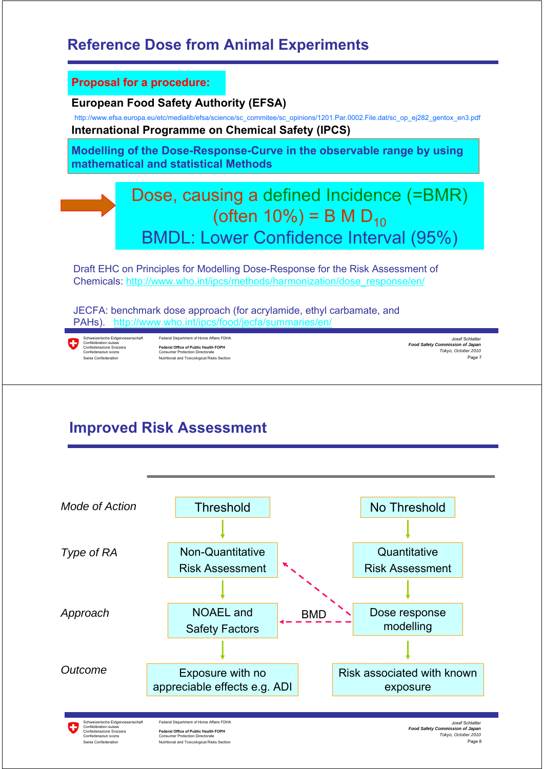## Reference Dose from Animal Experiments

**Proposal for a procedure:**

**European Food Safety Authority (EFSA)**

http://www.efsa.europa.eu/etc/medialib/efsa/science/sc_commitee/sc_opinions/1201.Par.0002.File.dat/sc_op_ej282_gentox_en3.pdf

**International Programme on Chemical Safety (IPCS)**

**Modelling of the Dose-Response-Curve in the observable range by using mathematical and statistical Methods**

Dose, causing a defined Incidence (=BMR) (often 10%) = B M $D_{10}$

BMDL: Lower Confidence Interval (95%)

Draft EHC on Principles for Modelling Dose-Response for the Risk Assessment of Chemicals: http://www.who.int/ipcs/methods/harmonization/dose_response/en/

JECFA: benchmark dose approach (for acrylamide, ethyl carbamate, and PAHs). http://www.who.int/ipcs/food/jecfa/summaries/en/

## Improved Risk Assessment

| | | |
|---|---|---|
| *Mode of Action* | Threshold | No Threshold |
| *Type of RA* | Non-Quantitative Risk Assessment | Quantitative Risk Assessment |
| *Approach* | NOAEL and Safety Factors | Dose response modelling |
| *Outcome* | Exposure with no appreciable effects e.g. ADI | Risk associated with known exposure |

BMD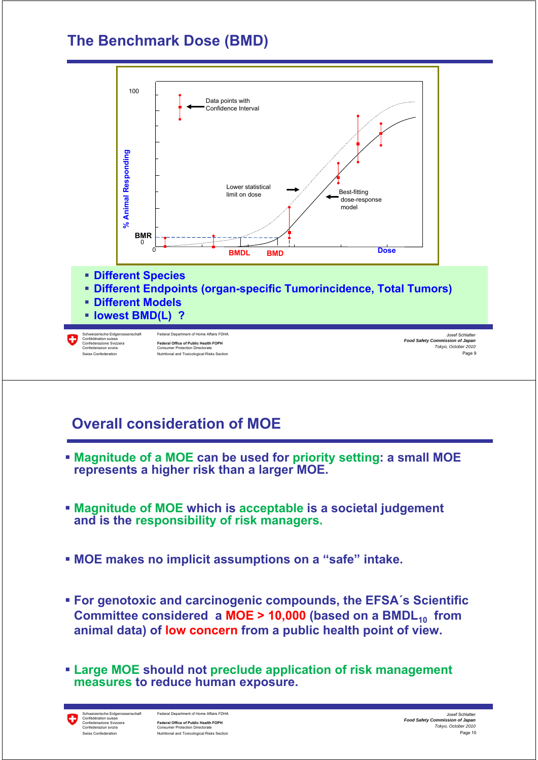## The Benchmark Dose (BMD)

100

% Animal Responding

Data points with Confidence Interval

Lower statistical limit on dose

Best-fitting dose-response model

BMR

0

0

BMDL

BMD

Dose

- **Different Species**
- **Different Endpoints (organ-specific Tumorincidence, Total Tumors)**
- **Different Models**
- **lowest BMD(L) ?**

## Overall consideration of MOE

- **Magnitude of a MOE can be used for priority setting: a small MOE represents a higher risk than a larger MOE.**
- **Magnitude of MOE which is acceptable is a societal judgement and is the responsibility of risk managers.**
- **MOE makes no implicit assumptions on a "safe" intake.**
- **For genotoxic and carcinogenic compounds, the EFSA´s Scientific Committee considered a MOE > 10,000 (based on a $BMDL_{10}$ from animal data) of low concern from a public health point of view.**
- **Large MOE should not preclude application of risk management measures to reduce human exposure.**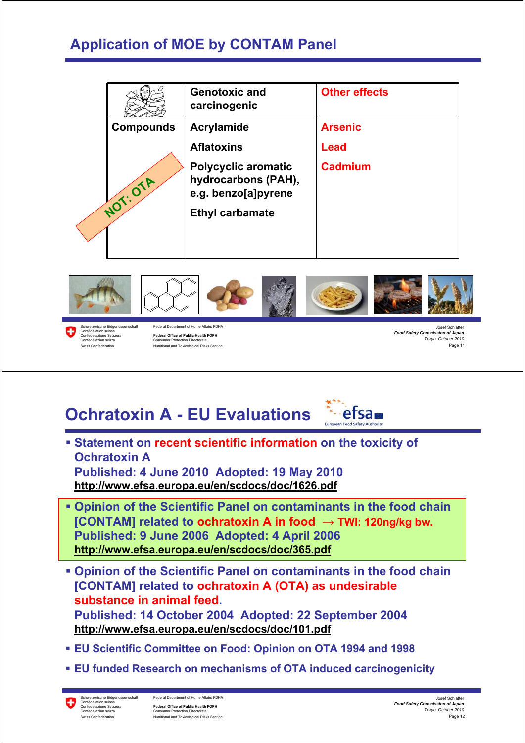## Application of MOE by CONTAM Panel

| | Genotoxic and carcinogenic | Other effects |
|---|---|---|
| Compounds | Acrylamide | Arsenic |
| | Aflatoxins | Lead |
| | Polycyclic aromatic hydrocarbons (PAH), e.g. benzo[a]pyrene | Cadmium |
| | Ethyl carbamate | |

NOT: OTA

## Ochratoxin A - EU Evaluations

- **Statement on recent scientific information on the toxicity of Ochratoxin A**
  **Published: 4 June 2010 Adopted: 19 May 2010**
  **http://www.efsa.europa.eu/en/scdocs/doc/1626.pdf**
- **Opinion of the Scientific Panel on contaminants in the food chain [CONTAM] related to ochratoxin A in food → TWI: 120ng/kg bw.**
  **Published: 9 June 2006 Adopted: 4 April 2006**
  **http://www.efsa.europa.eu/en/scdocs/doc/365.pdf**
- **Opinion of the Scientific Panel on contaminants in the food chain [CONTAM] related to ochratoxin A (OTA) as undesirable substance in animal feed.**
  **Published: 14 October 2004 Adopted: 22 September 2004**
  **http://www.efsa.europa.eu/en/scdocs/doc/101.pdf**
- **EU Scientific Committee on Food: Opinion on OTA 1994 and 1998**
- **EU funded Research on mechanisms of OTA induced carcinogenicity**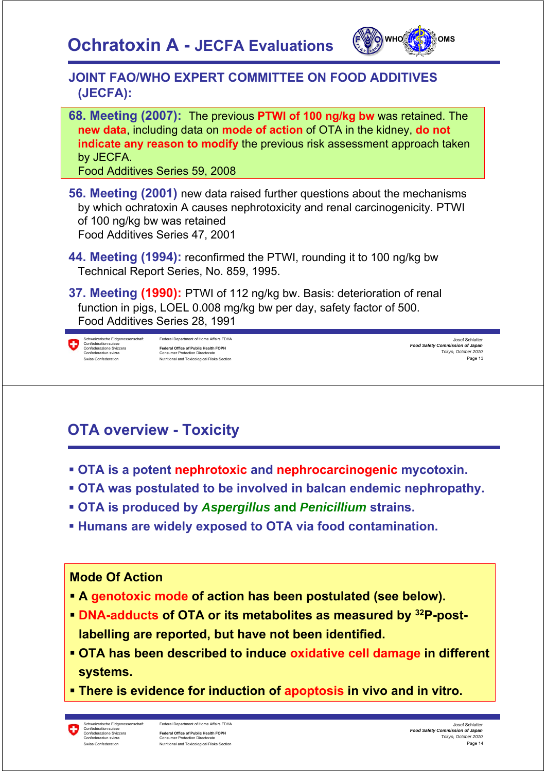# Ochratoxin A - JECFA Evaluations

## JOINT FAO/WHO EXPERT COMMITTEE ON FOOD ADDITIVES (JECFA):

**68. Meeting (2007):** The previous **PTWI of 100 ng/kg bw** was retained. The **new data**, including data on **mode of action** of OTA in the kidney, **do not indicate any reason to modify** the previous risk assessment approach taken by JECFA.
Food Additives Series 59, 2008

**56. Meeting (2001)** new data raised further questions about the mechanisms by which ochratoxin A causes nephrotoxicity and renal carcinogenicity. PTWI of 100 ng/kg bw was retained
Food Additives Series 47, 2001

**44. Meeting (1994):** reconfirmed the PTWI, rounding it to 100 ng/kg bw
Technical Report Series, No. 859, 1995.

**37. Meeting (1990):** PTWI of 112 ng/kg bw. Basis: deterioration of renal function in pigs, LOEL 0.008 mg/kg bw per day, safety factor of 500.
Food Additives Series 28, 1991

# OTA overview - Toxicity

- **OTA is a potent nephrotoxic and nephrocarcinogenic mycotoxin.**
- **OTA was postulated to be involved in balcan endemic nephropathy.**
- **OTA is produced by *Aspergillus* and *Penicillium* strains.**
- **Humans are widely exposed to OTA via food contamination.**

**Mode Of Action**

- **A genotoxic mode of action has been postulated (see below).**
- **DNA-adducts of OTA or its metabolites as measured by $^{32}$P-post-labelling are reported, but have not been identified.**
- **OTA has been described to induce oxidative cell damage in different systems.**
- **There is evidence for induction of apoptosis in vivo and in vitro.**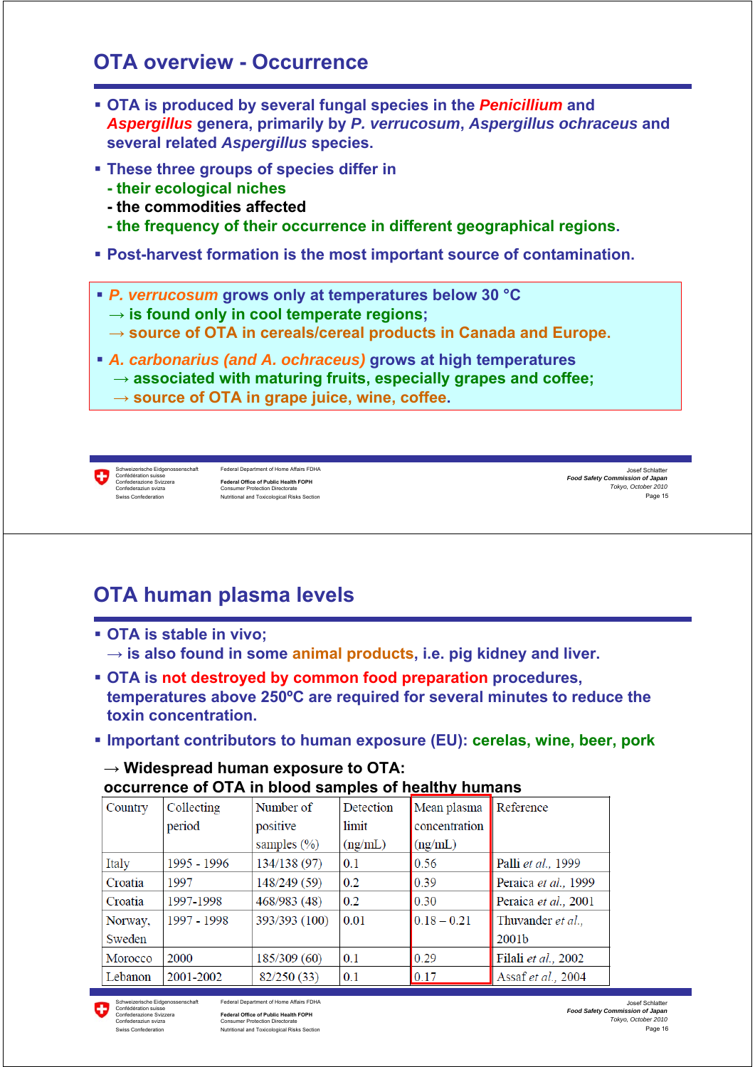# OTA overview - Occurrence

- OTA is produced by several fungal species in the *Penicillium* and *Aspergillus* genera, primarily by *P. verrucosum*, *Aspergillus ochraceus* and several related *Aspergillus* species.
- These three groups of species differ in
  - their ecological niches
  - the commodities affected
  - the frequency of their occurrence in different geographical regions.
- Post-harvest formation is the most important source of contamination.

- *P. verrucosum* grows only at temperatures below 30 °C
  → is found only in cool temperate regions;
  → source of OTA in cereals/cereal products in Canada and Europe.
- *A. carbonarius (and A. ochraceus)* grows at high temperatures
  → associated with maturing fruits, especially grapes and coffee;
  → source of OTA in grape juice, wine, coffee.

# OTA human plasma levels

- OTA is stable in vivo;
  → is also found in some animal products, i.e. pig kidney and liver.
- OTA is not destroyed by common food preparation procedures, temperatures above 250ºC are required for several minutes to reduce the toxin concentration.
- Important contributors to human exposure (EU): cerelas, wine, beer, pork

→ Widespread human exposure to OTA:
occurrence of OTA in blood samples of healthy humans

| Country | Collecting period | Number of positive samples (%) | Detection limit (ng/mL) | Mean plasma concentration (ng/mL) | Reference |
|---|---|---|---|---|---|
| Italy | 1995 - 1996 | 134/138 (97) | 0.1 | 0.56 | Palli *et al.*, 1999 |
| Croatia | 1997 | 148/249 (59) | 0.2 | 0.39 | Peraica *et al.*, 1999 |
| Croatia | 1997-1998 | 468/983 (48) | 0.2 | 0.30 | Peraica *et al.*, 2001 |
| Norway, Sweden | 1997 - 1998 | 393/393 (100) | 0.01 | 0.18 – 0.21 | Thuvander *et al.*, 2001b |
| Morocco | 2000 | 185/309 (60) | 0.1 | 0.29 | Filali *et al.*, 2002 |
| Lebanon | 2001-2002 | 82/250 (33) | 0.1 | 0.17 | Assaf *et al.*, 2004 |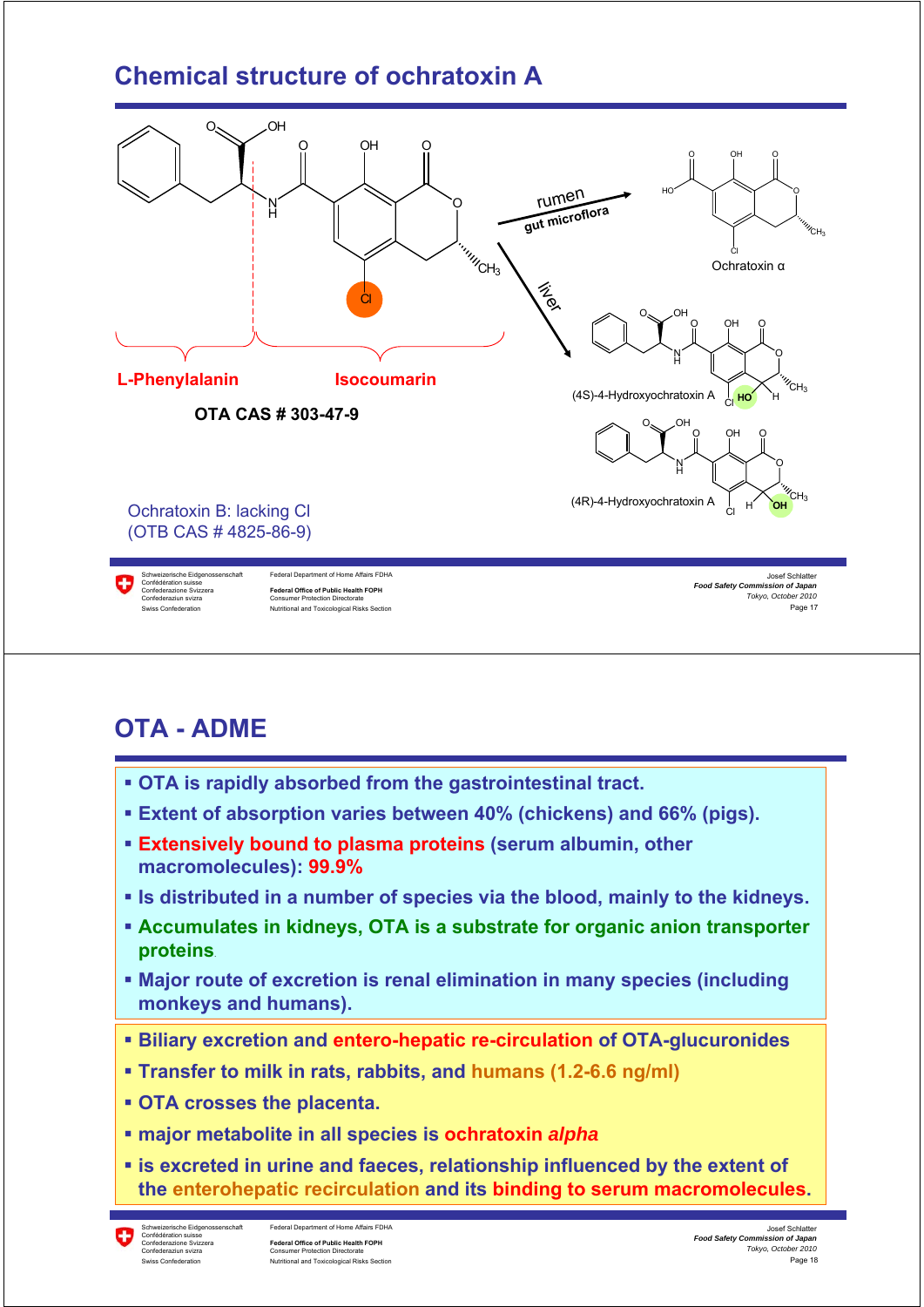# Chemical structure of ochratoxin A

L-Phenylalanin

Isocoumarin

**OTA CAS # 303-47-9**

rumen gut microflora → Ochratoxin α

liver → (4S)-4-Hydroxyochratoxin A; (4R)-4-Hydroxyochratoxin A

Ochratoxin B: lacking Cl
(OTB CAS # 4825-86-9)

# OTA - ADME

- **OTA is rapidly absorbed from the gastrointestinal tract.**
- **Extent of absorption varies between 40% (chickens) and 66% (pigs).**
- **Extensively bound to plasma proteins (serum albumin, other macromolecules): 99.9%**
- **Is distributed in a number of species via the blood, mainly to the kidneys.**
- **Accumulates in kidneys, OTA is a substrate for organic anion transporter proteins.**
- **Major route of excretion is renal elimination in many species (including monkeys and humans).**

- **Biliary excretion and entero-hepatic re-circulation of OTA-glucuronides**
- **Transfer to milk in rats, rabbits, and humans (1.2-6.6 ng/ml)**
- **OTA crosses the placenta.**
- **major metabolite in all species is ochratoxin *alpha***
- **is excreted in urine and faeces, relationship influenced by the extent of the enterohepatic recirculation and its binding to serum macromolecules.**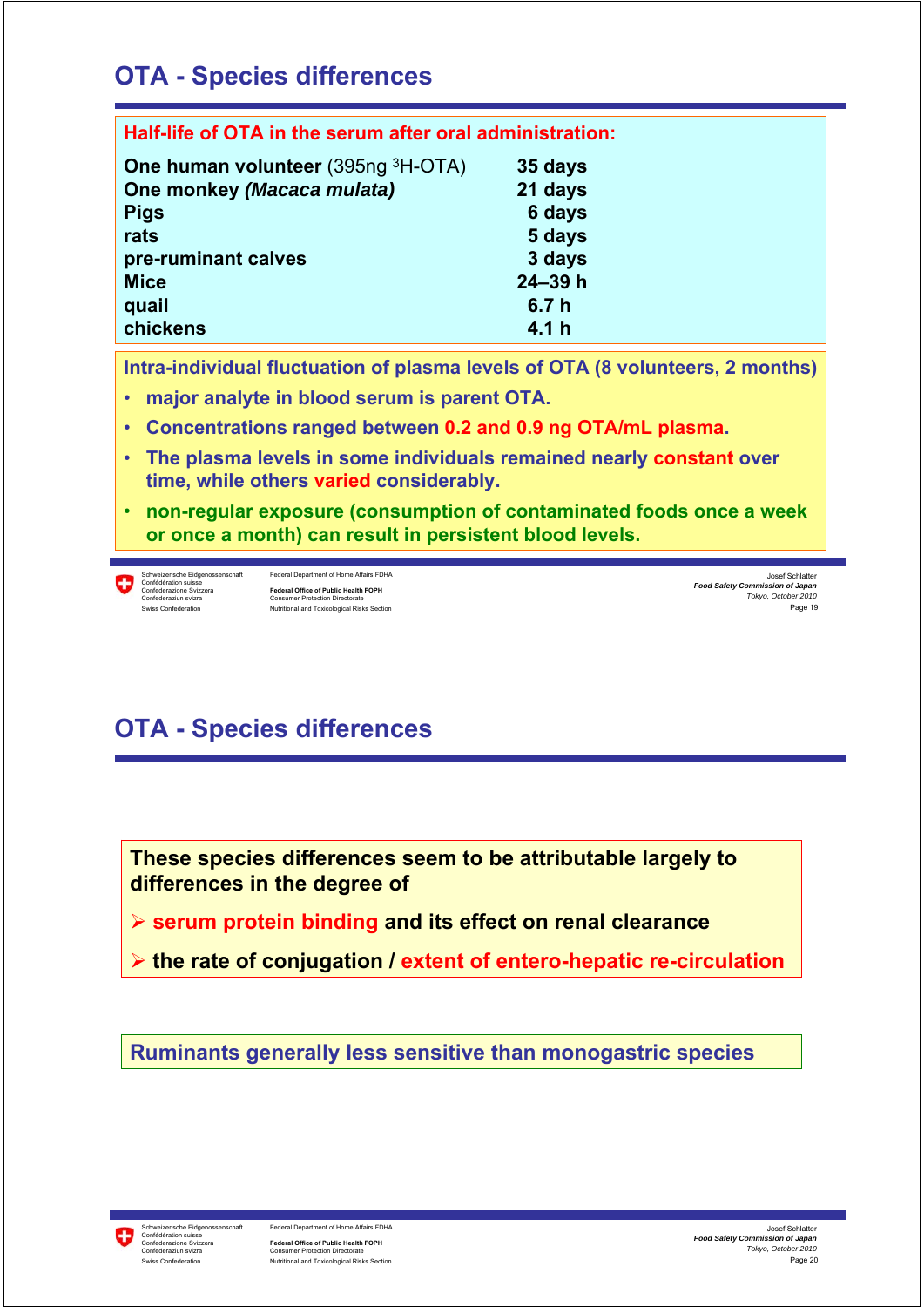## OTA - Species differences

**Half-life of OTA in the serum after oral administration:**

| | |
|---|---|
| **One human volunteer** (395ng $^{3}$H-OTA) | **35 days** |
| **One monkey *(Macaca mulata)*** | **21 days** |
| **Pigs** | **6 days** |
| **rats** | **5 days** |
| **pre-ruminant calves** | **3 days** |
| **Mice** | **24–39 h** |
| **quail** | **6.7 h** |
| **chickens** | **4.1 h** |

**Intra-individual fluctuation of plasma levels of OTA (8 volunteers, 2 months)**

- **major analyte in blood serum is parent OTA.**
- **Concentrations ranged between 0.2 and 0.9 ng OTA/mL plasma.**
- **The plasma levels in some individuals remained nearly constant over time, while others varied considerably.**
- **non-regular exposure (consumption of contaminated foods once a week or once a month) can result in persistent blood levels.**

## OTA - Species differences

**These species differences seem to be attributable largely to differences in the degree of**

- **serum protein binding and its effect on renal clearance**
- **the rate of conjugation / extent of entero-hepatic re-circulation**

**Ruminants generally less sensitive than monogastric species**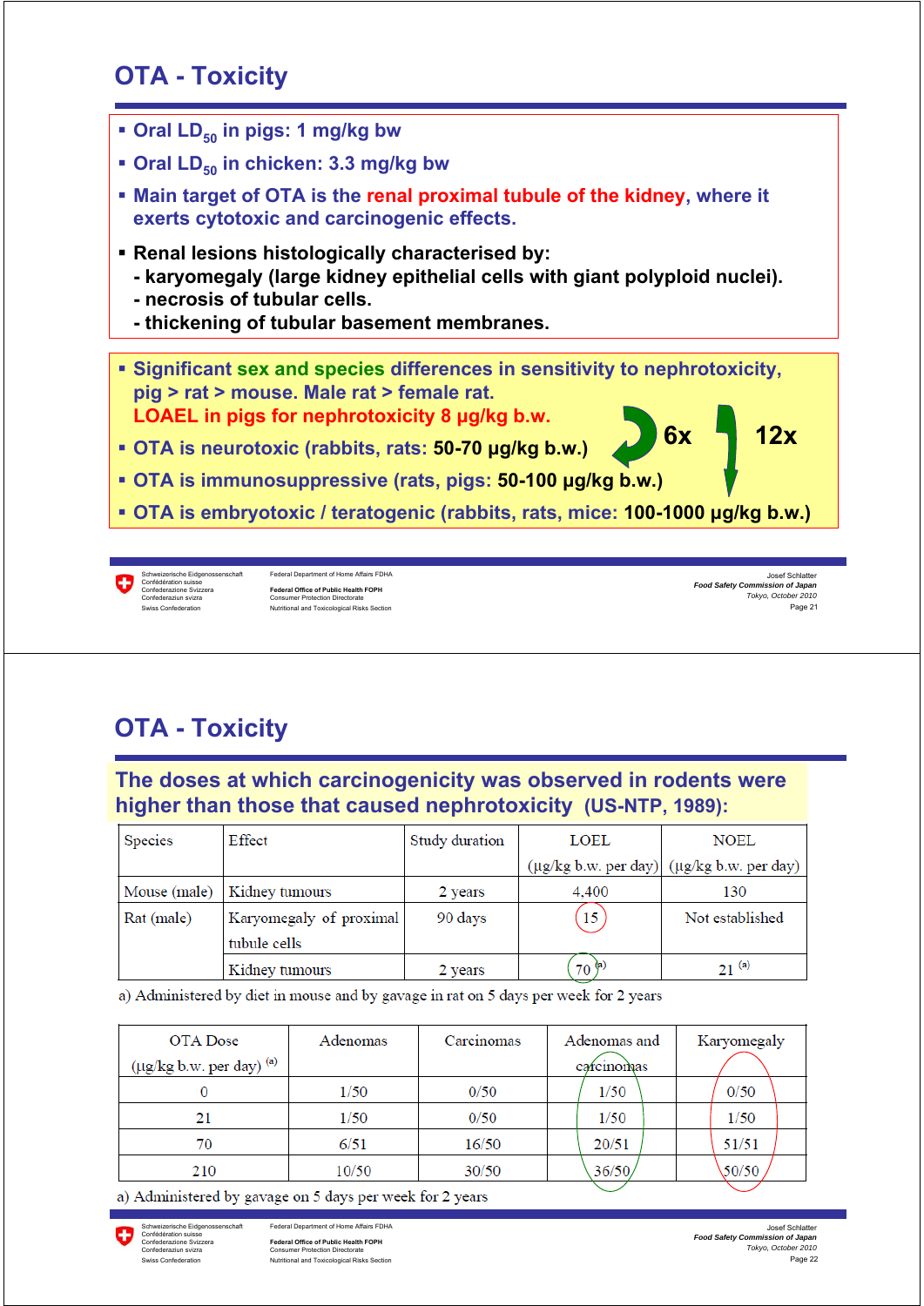# OTA - Toxicity

- Oral $LD_{50}$ in pigs: 1 mg/kg bw
- Oral $LD_{50}$ in chicken: 3.3 mg/kg bw
- Main target of OTA is the **renal proximal tubule of the kidney**, where it exerts cytotoxic and carcinogenic effects.
- **Renal lesions histologically characterised by:**
  - karyomegaly (large kidney epithelial cells with giant polyploid nuclei).
  - necrosis of tubular cells.
  - thickening of tubular basement membranes.

- Significant sex and species differences in sensitivity to nephrotoxicity, pig > rat > mouse. Male rat > female rat.
  **LOAEL in pigs for nephrotoxicity 8 µg/kg b.w.**
- OTA is neurotoxic (rabbits, rats: **50-70 µg/kg b.w.**)
- OTA is immunosuppressive (rats, pigs: **50-100 µg/kg b.w.**)
- OTA is embryotoxic / teratogenic (rabbits, rats, mice: **100-1000 µg/kg b.w.**)

6x 12x

# OTA - Toxicity

**The doses at which carcinogenicity was observed in rodents were higher than those that caused nephrotoxicity (US-NTP, 1989):**

| Species | Effect | Study duration | LOEL (µg/kg b.w. per day) | NOEL (µg/kg b.w. per day) |
|---|---|---|---|---|
| Mouse (male) | Kidney tumours | 2 years | 4,400 | 130 |
| Rat (male) | Karyomegaly of proximal tubule cells | 90 days | 15 | Not established |
| | Kidney tumours | 2 years | 70 [a] | 21 [a] |

a) Administered by diet in mouse and by gavage in rat on 5 days per week for 2 years

| OTA Dose (µg/kg b.w. per day) [a] | Adenomas | Carcinomas | Adenomas and carcinomas | Karyomegaly |
|---|---|---|---|---|
| 0 | 1/50 | 0/50 | 1/50 | 0/50 |
| 21 | 1/50 | 0/50 | 1/50 | 1/50 |
| 70 | 6/51 | 16/50 | 20/51 | 51/51 |
| 210 | 10/50 | 30/50 | 36/50 | 50/50 |

a) Administered by gavage on 5 days per week for 2 years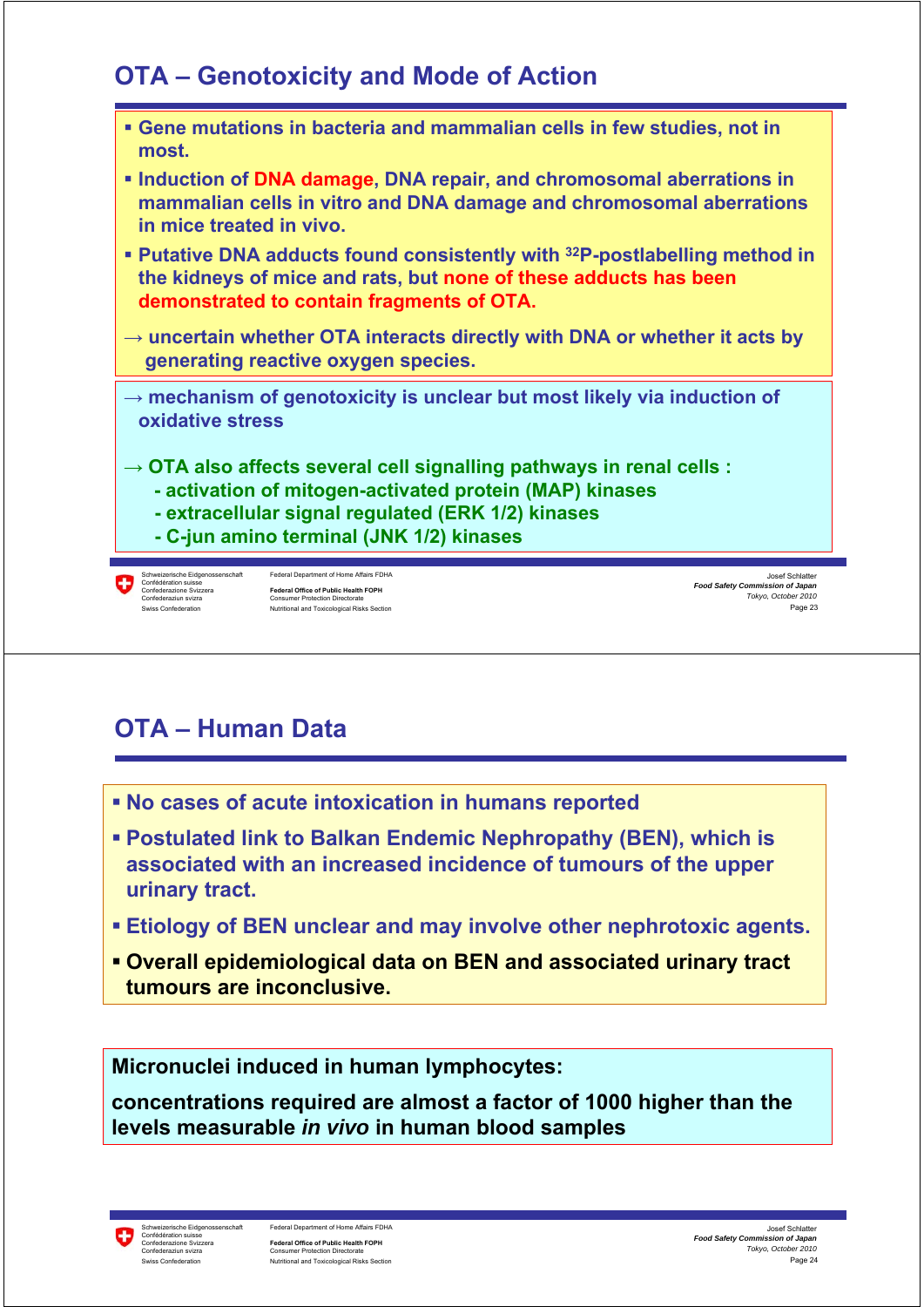## OTA – Genotoxicity and Mode of Action

- **Gene mutations in bacteria and mammalian cells in few studies, not in most.**
- **Induction of DNA damage, DNA repair, and chromosomal aberrations in mammalian cells in vitro and DNA damage and chromosomal aberrations in mice treated in vivo.**
- **Putative DNA adducts found consistently with $^{32}$P-postlabelling method in the kidneys of mice and rats, but none of these adducts has been demonstrated to contain fragments of OTA.**

**→ uncertain whether OTA interacts directly with DNA or whether it acts by generating reactive oxygen species.**

**→ mechanism of genotoxicity is unclear but most likely via induction of oxidative stress**

**→ OTA also affects several cell signalling pathways in renal cells :**

- **activation of mitogen-activated protein (MAP) kinases**
- **extracellular signal regulated (ERK 1/2) kinases**
- **C-jun amino terminal (JNK 1/2) kinases**

## OTA – Human Data

- **No cases of acute intoxication in humans reported**
- **Postulated link to Balkan Endemic Nephropathy (BEN), which is associated with an increased incidence of tumours of the upper urinary tract.**
- **Etiology of BEN unclear and may involve other nephrotoxic agents.**
- **Overall epidemiological data on BEN and associated urinary tract tumours are inconclusive.**

**Micronuclei induced in human lymphocytes:**

**concentrations required are almost a factor of 1000 higher than the levels measurable *in vivo* in human blood samples**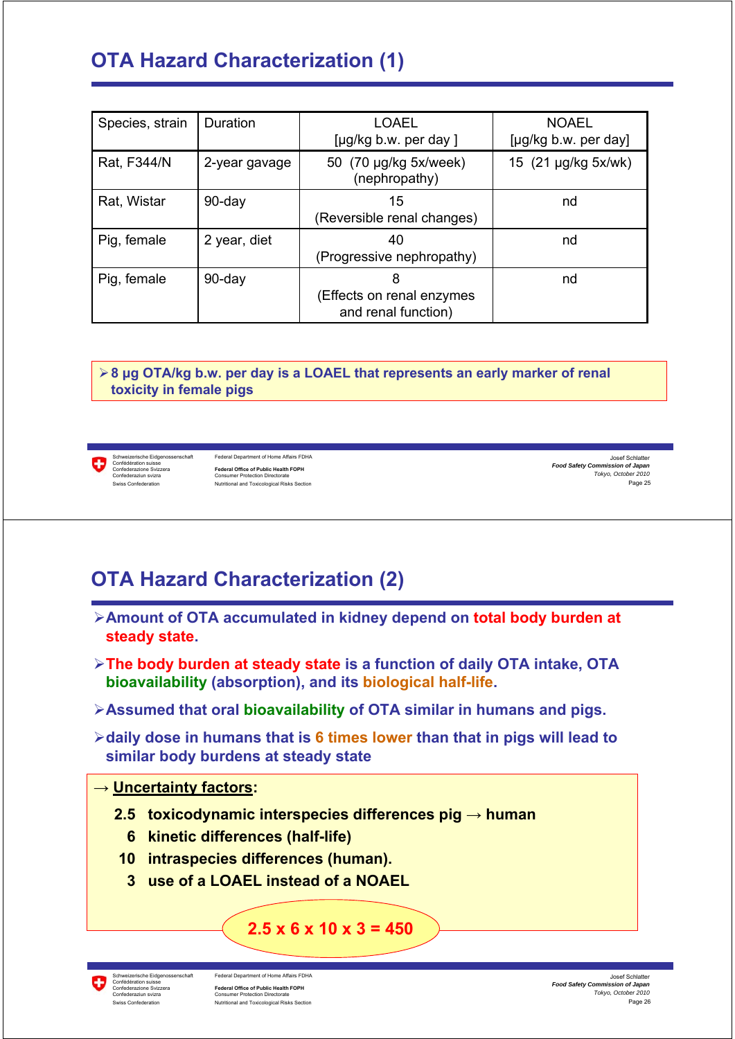## OTA Hazard Characterization (1)

| Species, strain | Duration | LOAEL [µg/kg b.w. per day ] | NOAEL [µg/kg b.w. per day] |
|---|---|---|---|
| Rat, F344/N | 2-year gavage | 50 (70 µg/kg 5x/week) (nephropathy) | 15 (21 µg/kg 5x/wk) |
| Rat, Wistar | 90-day | 15 (Reversible renal changes) | nd |
| Pig, female | 2 year, diet | 40 (Progressive nephropathy) | nd |
| Pig, female | 90-day | 8 (Effects on renal enzymes and renal function) | nd |

- **8 µg OTA/kg b.w. per day is a LOAEL that represents an early marker of renal toxicity in female pigs**

## OTA Hazard Characterization (2)

- **Amount of OTA accumulated in kidney depend on total body burden at steady state.**
- **The body burden at steady state is a function of daily OTA intake, OTA bioavailability (absorption), and its biological half-life.**
- **Assumed that oral bioavailability of OTA similar in humans and pigs.**
- **daily dose in humans that is 6 times lower than that in pigs will lead to similar body burdens at steady state**

→ **Uncertainty factors:**

- **2.5** toxicodynamic interspecies differences pig → human
- **6** kinetic differences (half-life)
- **10** intraspecies differences (human).
- **3** use of a LOAEL instead of a NOAEL

**$2.5 \times 6 \times 10 \times 3 = 450$**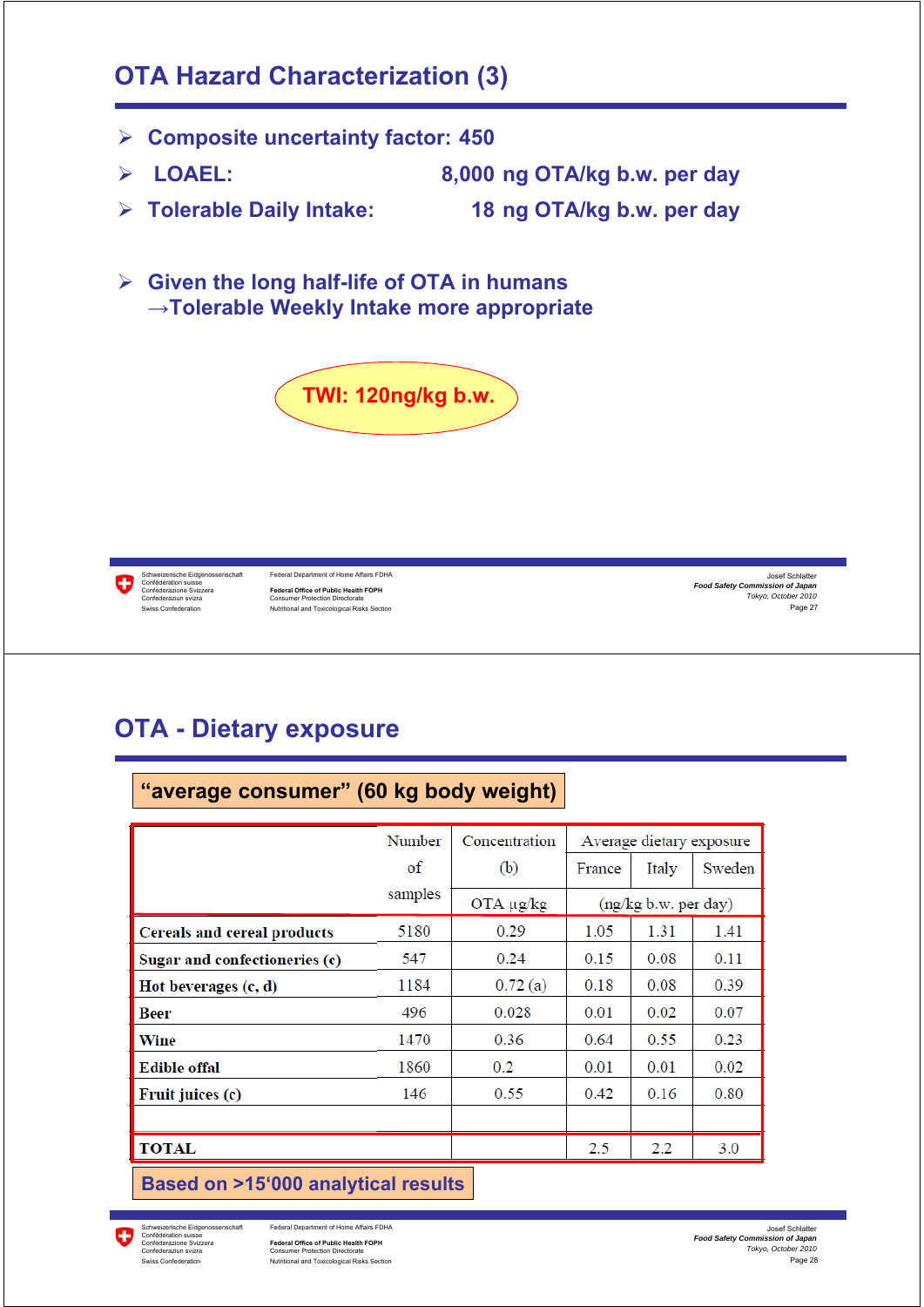## OTA Hazard Characterization (3)

- **Composite uncertainty factor: 450**
- **LOAEL: 8,000 ng OTA/kg b.w. per day**
- **Tolerable Daily Intake: 18 ng OTA/kg b.w. per day**

- **Given the long half-life of OTA in humans →Tolerable Weekly Intake more appropriate**

**TWI: 120ng/kg b.w.**

## OTA - Dietary exposure

**"average consumer" (60 kg body weight)**

| | Number of samples | Concentration (b) | Average dietary exposure | | |
|---|---|---|---|---|---|
| | | | France | Italy | Sweden |
| | | OTA µg/kg | (ng/kg b.w. per day) | | |
| **Cereals and cereal products** | 5180 | 0.29 | 1.05 | 1.31 | 1.41 |
| **Sugar and confectioneries (c)** | 547 | 0.24 | 0.15 | 0.08 | 0.11 |
| **Hot beverages (c, d)** | 1184 | 0.72 (a) | 0.18 | 0.08 | 0.39 |
| **Beer** | 496 | 0.028 | 0.01 | 0.02 | 0.07 |
| **Wine** | 1470 | 0.36 | 0.64 | 0.55 | 0.23 |
| **Edible offal** | 1860 | 0.2 | 0.01 | 0.01 | 0.02 |
| **Fruit juices (c)** | 146 | 0.55 | 0.42 | 0.16 | 0.80 |
| | | | | | |
| **TOTAL** | | | 2.5 | 2.2 | 3.0 |

**Based on >15'000 analytical results**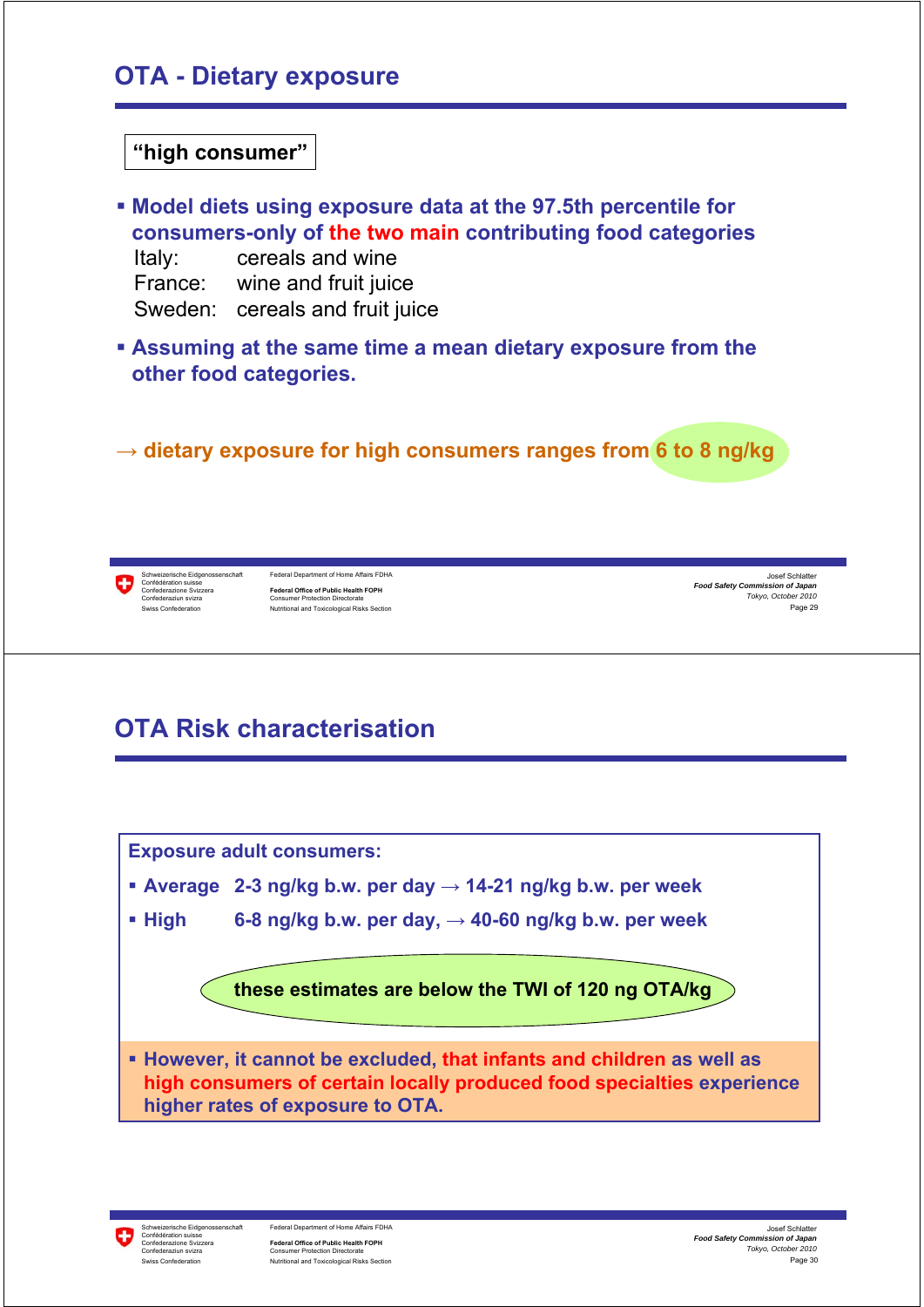## OTA - Dietary exposure

**"high consumer"**

- **Model diets using exposure data at the 97.5th percentile for consumers-only of the two main contributing food categories**

  Italy: cereals and wine
  France: wine and fruit juice
  Sweden: cereals and fruit juice

- **Assuming at the same time a mean dietary exposure from the other food categories.**

**→ dietary exposure for high consumers ranges from 6 to 8 ng/kg**

## OTA Risk characterisation

**Exposure adult consumers:**

- **Average 2-3 ng/kg b.w. per day → 14-21 ng/kg b.w. per week**
- **High 6-8 ng/kg b.w. per day, → 40-60 ng/kg b.w. per week**

**these estimates are below the TWI of 120 ng OTA/kg**

- **However, it cannot be excluded, that infants and children as well as high consumers of certain locally produced food specialties experience higher rates of exposure to OTA.**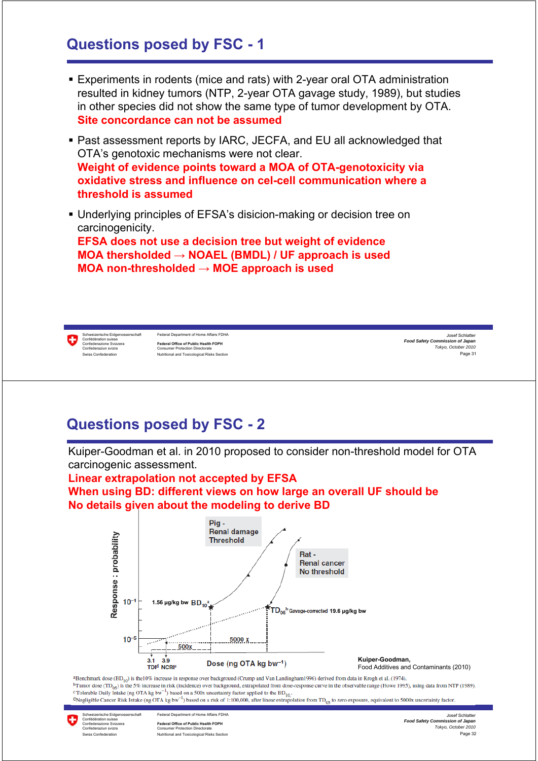## Questions posed by FSC - 1

- Experiments in rodents (mice and rats) with 2-year oral OTA administration resulted in kidney tumors (NTP, 2-year OTA gavage study, 1989), but studies in other species did not show the same type of tumor development by OTA.
  **Site concordance can not be assumed**
- Past assessment reports by IARC, JECFA, and EU all acknowledged that OTA's genotoxic mechanisms were not clear.
  **Weight of evidence points toward a MOA of OTA-genotoxicity via oxidative stress and influence on cel-cell communication where a threshold is assumed**
- Underlying principles of EFSA's disicion-making or decision tree on carcinogenicity.
  **EFSA does not use a decision tree but weight of evidence**
  **MOA thersholded → NOAEL (BMDL) / UF approach is used**
  **MOA non-thresholded → MOE approach is used**

## Questions posed by FSC - 2

Kuiper-Goodman et al. in 2010 proposed to consider non-threshold model for OTA carcinogenic assessment.

**Linear extrapolation not accepted by EFSA**
**When using BD: different views on how large an overall UF should be**
**No details given about the modeling to derive BD**

Response : probability

Pig - Renal damage Threshold

Rat - Renal cancer No threshold

$10^{-1}$ — 1.56 µg/kg bw $BD_{10}$[a]

$TD_{05}$[b] Gavage-corrected 19.6 µg/kg bw

$10^{-5}$ — 500x — 5000 x

3.1 TDI[d] 3.9 NCRI[e]

Dose (ng OTA kg bw$^{-1}$)

Kuiper-Goodman, Food Additives and Contaminants (2010)

[a]Benchmark dose ($BD_{10}$) is the10% increase in response over background (Crump and Van Landingham1996) derived from data in Krogh et al. (1974).
[b]Tumor dose ($TD_{05}$) is the 5% increase in risk (incidence) over background, extrapolated from dose-response curve in the observable range (Howe 1995), using data from NTP (1989).
[c]Tolerable Daily Intake (ng OTA kg bw$^{-1}$) based on a 500x uncertainty factor applied to the $BD_{10}$.
[d]Negligible Cancer Risk Intake (ng OTA kg bw$^{-1}$) based on a risk of 1:100,000, after linear extrapolation from $TD_{05}$ to zero exposure, equivalent to 5000x uncertainty factor.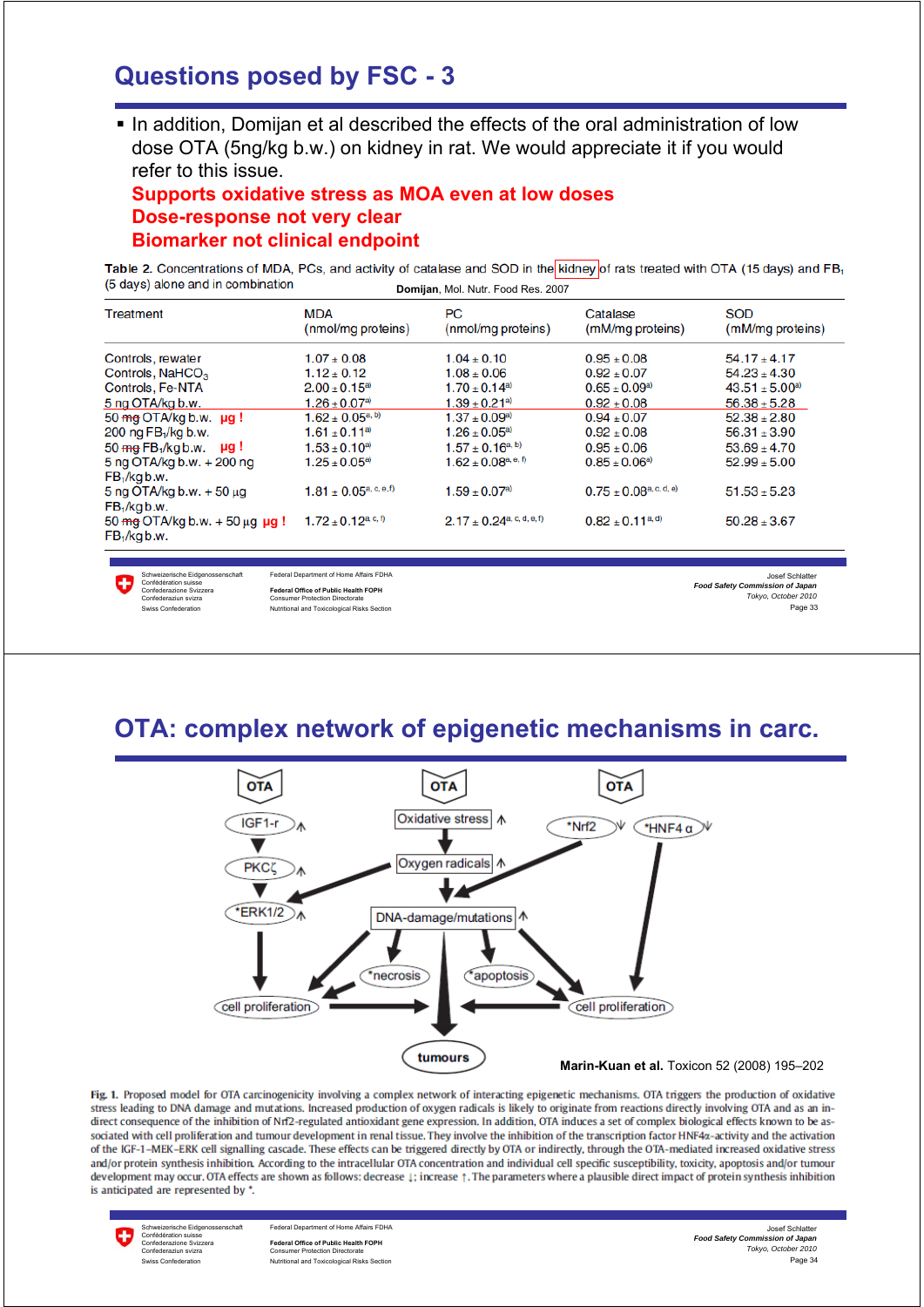## Questions posed by FSC - 3

- In addition, Domijan et al described the effects of the oral administration of low dose OTA (5ng/kg b.w.) on kidney in rat. We would appreciate it if you would refer to this issue.

**Supports oxidative stress as MOA even at low doses**
**Dose-response not very clear**
**Biomarker not clinical endpoint**

Table 2. Concentrations of MDA, PCs, and activity of catalase and SOD in the kidney of rats treated with OTA (15 days) and $FB_1$ (5 days) alone and in combination

**Domijan**, Mol. Nutr. Food Res. 2007

| Treatment | MDA (nmol/mg proteins) | PC (nmol/mg proteins) | Catalase (mM/mg proteins) | SOD (mM/mg proteins) |
|---|---|---|---|---|
| Controls, rewater | 1.07 ± 0.08 | 1.04 ± 0.10 | 0.95 ± 0.08 | 54.17 ± 4.17 |
| Controls, $NaHCO_3$ | 1.12 ± 0.12 | 1.08 ± 0.06 | 0.92 ± 0.07 | 54.23 ± 4.30 |
| Controls, Fe-NTA | 2.00 ± 0.15[a)] | 1.70 ± 0.14[a)] | 0.65 ± 0.09[a)] | 43.51 ± 5.00[a)] |
| 5 ng OTA/kg b.w. | 1.26 ± 0.07[a)] | 1.39 ± 0.21[a)] | 0.92 ± 0.08 | 56.38 ± 5.28 |
| 50 ~~mg~~ OTA/kg b.w. **µg !** | 1.62 ± 0.05[a, b)] | 1.37 ± 0.09[a)] | 0.94 ± 0.07 | 52.38 ± 2.80 |
| 200 ng $FB_1$/kg b.w. | 1.61 ± 0.11[a)] | 1.26 ± 0.05[a)] | 0.92 ± 0.08 | 56.31 ± 3.90 |
| 50 ~~mg~~ $FB_1$/kg b.w. **µg !** | 1.53 ± 0.10[a)] | 1.57 ± 0.16[a, b)] | 0.95 ± 0.06 | 53.69 ± 4.70 |
| 5 ng OTA/kg b.w. + 200 ng $FB_1$/kg b.w. | 1.25 ± 0.05[a)] | 1.62 ± 0.08[a, e, f)] | 0.85 ± 0.06[a)] | 52.99 ± 5.00 |
| 5 ng OTA/kg b.w. + 50 µg $FB_1$/kg b.w. | 1.81 ± 0.05[a, c, e, f)] | 1.59 ± 0.07[a)] | 0.75 ± 0.08[a, c, d, e)] | 51.53 ± 5.23 |
| 50 ~~mg~~ OTA/kg b.w. + 50 µg **µg !** $FB_1$/kg b.w. | 1.72 ± 0.12[a, c, f)] | 2.17 ± 0.24[a, c, d, e, f)] | 0.82 ± 0.11[a, d)] | 50.28 ± 3.67 |

## OTA: complex network of epigenetic mechanisms in carc.

**Marin-Kuan et al.** Toxicon 52 (2008) 195–202

Fig. 1. Proposed model for OTA carcinogenicity involving a complex network of interacting epigenetic mechanisms. OTA triggers the production of oxidative stress leading to DNA damage and mutations. Increased production of oxygen radicals is likely to originate from reactions directly involving OTA and as an indirect consequence of the inhibition of Nrf2-regulated antioxidant gene expression. In addition, OTA induces a set of complex biological effects known to be associated with cell proliferation and tumour development in renal tissue. They involve the inhibition of the transcription factor HNF4α-activity and the activation of the IGF-1–MEK–ERK cell signalling cascade. These effects can be triggered directly by OTA or indirectly, through the OTA-mediated increased oxidative stress and/or protein synthesis inhibition. According to the intracellular OTA concentration and individual cell specific susceptibility, toxicity, apoptosis and/or tumour development may occur. OTA effects are shown as follows: decrease ↓; increase ↑. The parameters where a plausible direct impact of protein synthesis inhibition is anticipated are represented by *.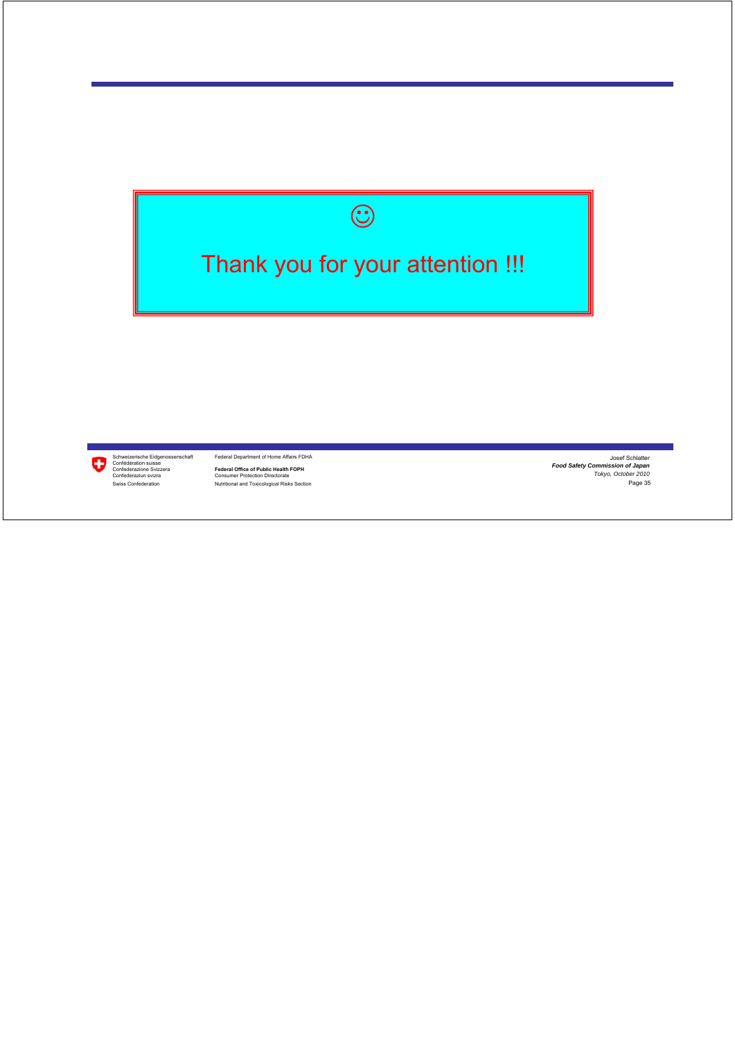☺

Thank you for your attention !!!